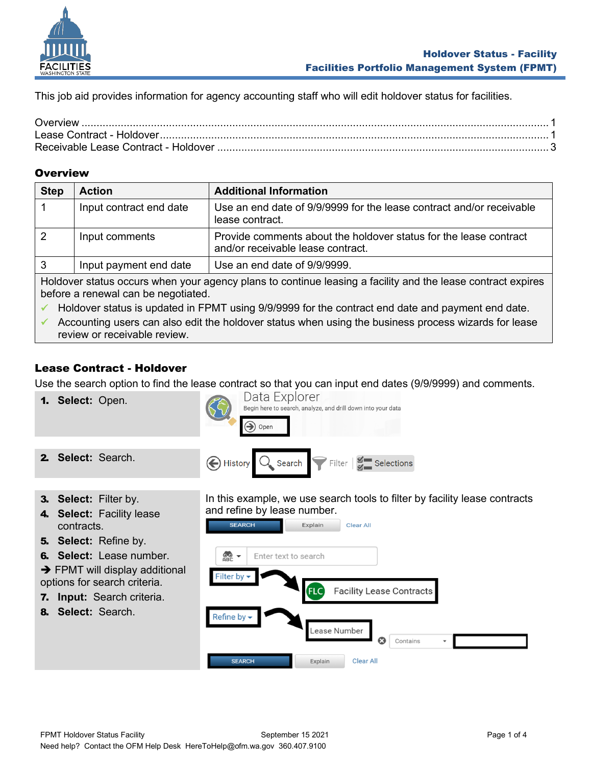This job aid provides information for agency accounting staff who will edit holdover status for facilities.

Overview ........................................................................................................................................ 1
Lease Contract - Holdover.............................................................................................................. 1
Receivable Lease Contract - Holdover ........................................................................................... 3

## Overview

| Step | Action | Additional Information |
|---|---|---|
| 1 | Input contract end date | Use an end date of 9/9/9999 for the lease contract and/or receivable lease contract. |
| 2 | Input comments | Provide comments about the holdover status for the lease contract and/or receivable lease contract. |
| 3 | Input payment end date | Use an end date of 9/9/9999. |

Holdover status occurs when your agency plans to continue leasing a facility and the lease contract expires before a renewal can be negotiated.

- ✓ Holdover status is updated in FPMT using 9/9/9999 for the contract end date and payment end date.
- ✓ Accounting users can also edit the holdover status when using the business process wizards for lease review or receivable review.

## Lease Contract - Holdover

Use the search option to find the lease contract so that you can input end dates (9/9/9999) and comments.

1. **Select:** Open.
2. **Select:** Search.
3. **Select:** Filter by.
4. **Select:** Facility lease contracts.
5. **Select:** Refine by.
6. **Select:** Lease number.

➔ FPMT will display additional options for search criteria.

7. **Input:** Search criteria.
8. **Select:** Search.

In this example, we use search tools to filter by facility lease contracts and refine by lease number.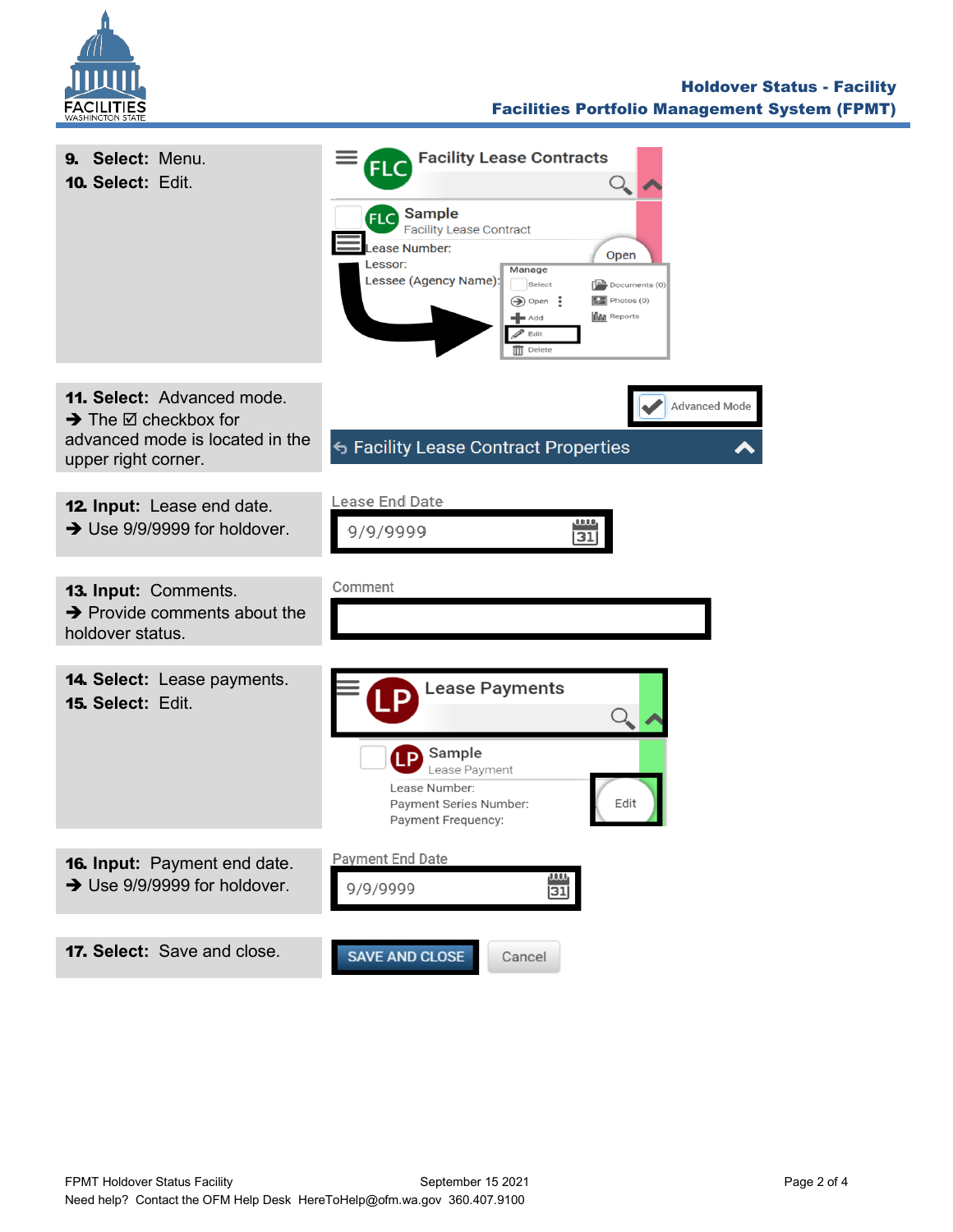**9. Select:** Menu.

**10. Select:** Edit.

**11. Select:** Advanced mode.
➔ The ☑ checkbox for advanced mode is located in the upper right corner.

**12. Input:** Lease end date.
➔ Use 9/9/9999 for holdover.

**13. Input:** Comments.
➔ Provide comments about the holdover status.

**14. Select:** Lease payments.

**15. Select:** Edit.

**16. Input:** Payment end date.
➔ Use 9/9/9999 for holdover.

**17. Select:** Save and close.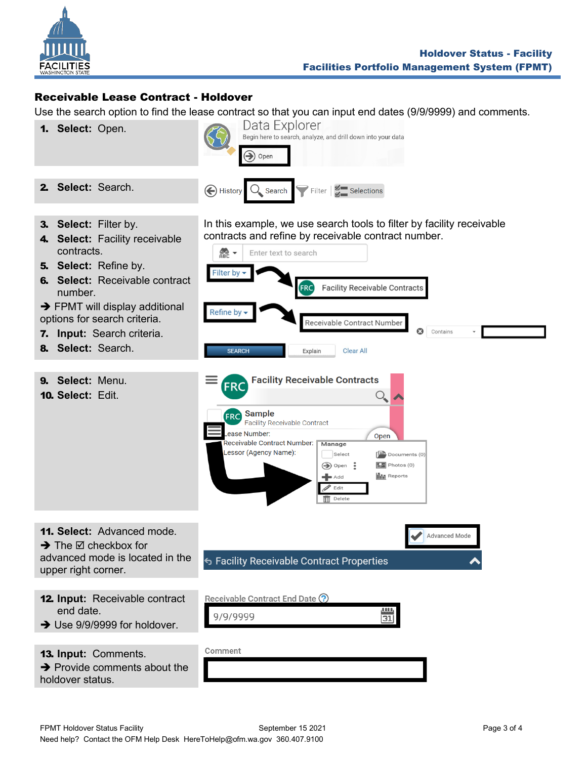## Receivable Lease Contract - Holdover

Use the search option to find the lease contract so that you can input end dates (9/9/9999) and comments.

1. **Select:** Open.

2. **Select:** Search.

3. **Select:** Filter by.
4. **Select:** Facility receivable contracts.
5. **Select:** Refine by.
6. **Select:** Receivable contract number.

➔ FPMT will display additional options for search criteria.

7. **Input:** Search criteria.
8. **Select:** Search.

In this example, we use search tools to filter by facility receivable contracts and refine by receivable contract number.

9. **Select:** Menu.
10. **Select:** Edit.

11. **Select:** Advanced mode.

➔ The ☑ checkbox for advanced mode is located in the upper right corner.

12. **Input:** Receivable contract end date.

➔ Use 9/9/9999 for holdover.

13. **Input:** Comments.

➔ Provide comments about the holdover status.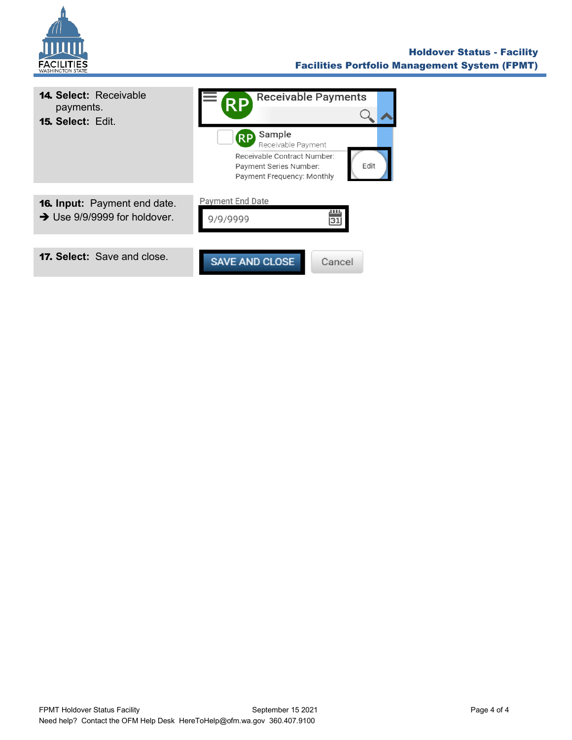**14. Select:** Receivable payments.

**15. Select:** Edit.

**16. Input:** Payment end date.

➔ Use 9/9/9999 for holdover.

**17. Select:** Save and close.